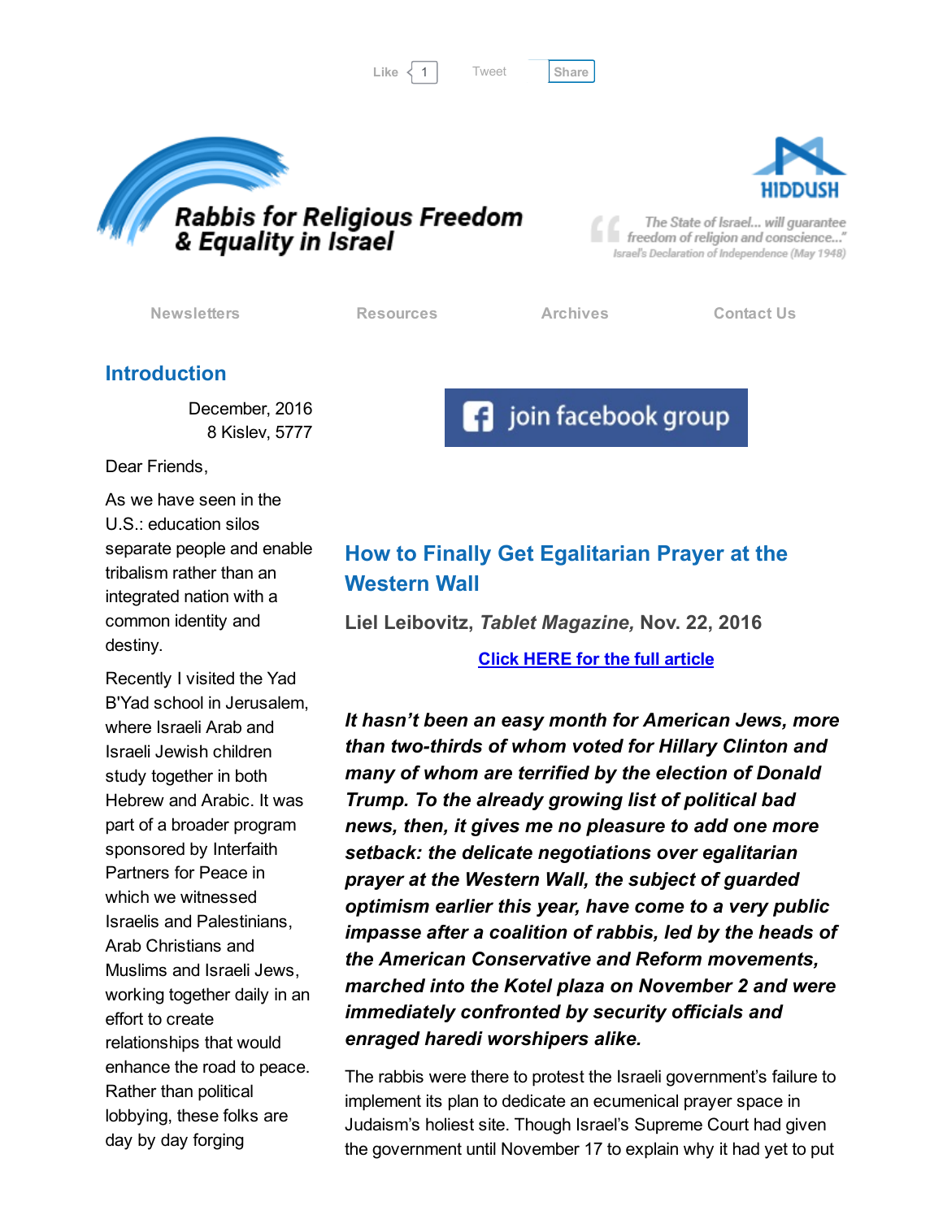Like 1 Tweet Share

# Rabbis for Religious Freedom & Equality in Israel

HIDDUSH

"The State of Israel... will guarantee freedom of religion and conscience..."
Israel's Declaration of Independence (May 1948)

Newsletters | Resources | Archives | Contact Us

## Introduction

December, 2016
8 Kislev, 5777

Dear Friends,

As we have seen in the U.S.: education silos separate people and enable tribalism rather than an integrated nation with a common identity and destiny.

Recently I visited the Yad B'Yad school in Jerusalem, where Israeli Arab and Israeli Jewish children study together in both Hebrew and Arabic. It was part of a broader program sponsored by Interfaith Partners for Peace in which we witnessed Israelis and Palestinians, Arab Christians and Muslims and Israeli Jews, working together daily in an effort to create relationships that would enhance the road to peace. Rather than political lobbying, these folks are day by day forging

join facebook group

## How to Finally Get Egalitarian Prayer at the Western Wall

**Liel Leibovitz, *Tablet Magazine,* Nov. 22, 2016**

Click HERE for the full article

***It hasn't been an easy month for American Jews, more than two-thirds of whom voted for Hillary Clinton and many of whom are terrified by the election of Donald Trump. To the already growing list of political bad news, then, it gives me no pleasure to add one more setback: the delicate negotiations over egalitarian prayer at the Western Wall, the subject of guarded optimism earlier this year, have come to a very public impasse after a coalition of rabbis, led by the heads of the American Conservative and Reform movements, marched into the Kotel plaza on November 2 and were immediately confronted by security officials and enraged haredi worshipers alike.***

The rabbis were there to protest the Israeli government's failure to implement its plan to dedicate an ecumenical prayer space in Judaism's holiest site. Though Israel's Supreme Court had given the government until November 17 to explain why it had yet to put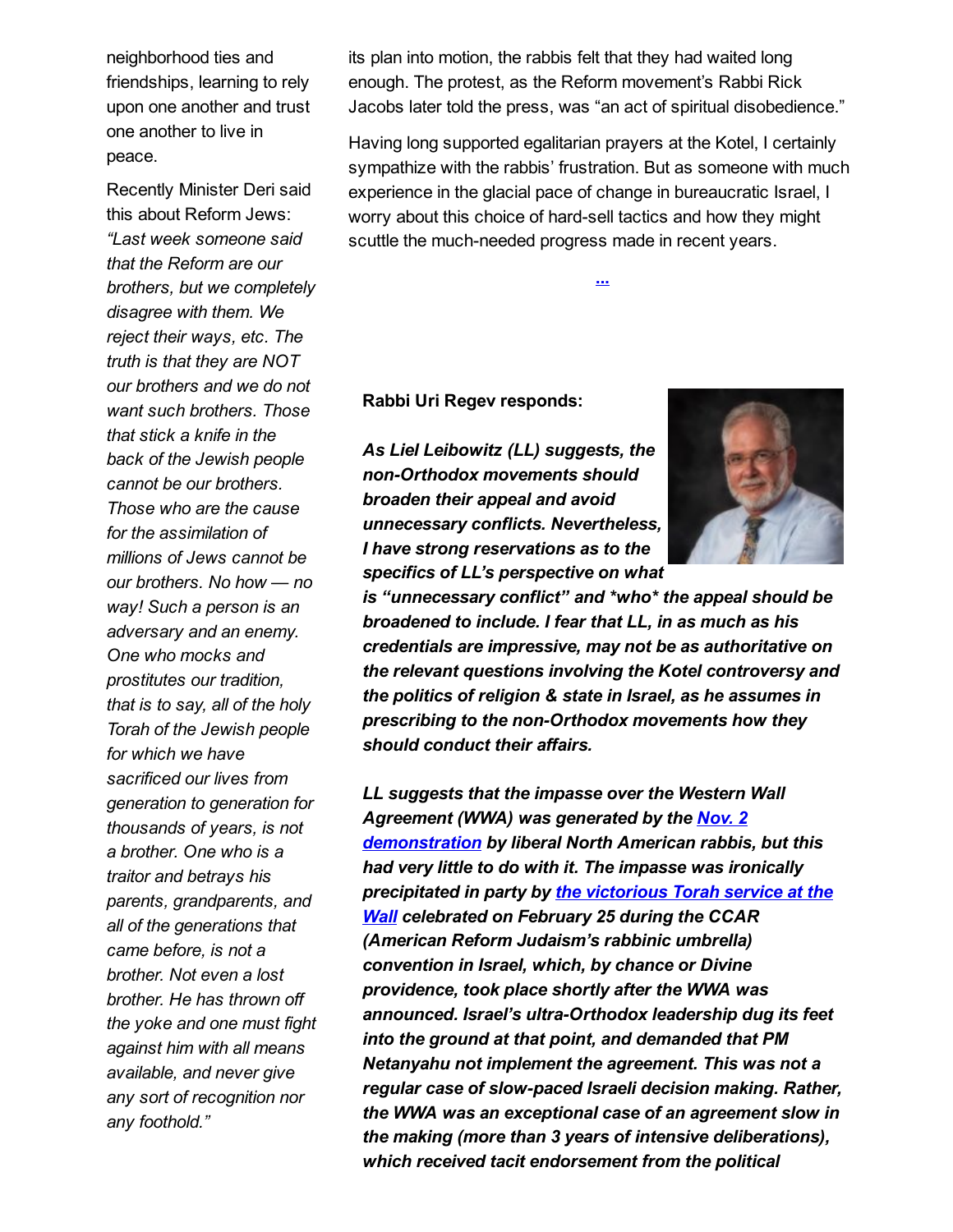neighborhood ties and friendships, learning to rely upon one another and trust one another to live in peace.

Recently Minister Deri said this about Reform Jews: *"Last week someone said that the Reform are our brothers, but we completely disagree with them. We reject their ways, etc. The truth is that they are NOT our brothers and we do not want such brothers. Those that stick a knife in the back of the Jewish people cannot be our brothers. Those who are the cause for the assimilation of millions of Jews cannot be our brothers. No how — no way! Such a person is an adversary and an enemy. One who mocks and prostitutes our tradition, that is to say, all of the holy Torah of the Jewish people for which we have sacrificed our lives from generation to generation for thousands of years, is not a brother. One who is a traitor and betrays his parents, grandparents, and all of the generations that came before, is not a brother. Not even a lost brother. He has thrown off the yoke and one must fight against him with all means available, and never give any sort of recognition nor any foothold."*

its plan into motion, the rabbis felt that they had waited long enough. The protest, as the Reform movement's Rabbi Rick Jacobs later told the press, was "an act of spiritual disobedience."

Having long supported egalitarian prayers at the Kotel, I certainly sympathize with the rabbis' frustration. But as someone with much experience in the glacial pace of change in bureaucratic Israel, I worry about this choice of hard-sell tactics and how they might scuttle the much-needed progress made in recent years.

...

**Rabbi Uri Regev responds:**

***As Liel Leibowitz (LL) suggests, the non-Orthodox movements should broaden their appeal and avoid unnecessary conflicts. Nevertheless, I have strong reservations as to the specifics of LL's perspective on what is "unnecessary conflict" and \*who\* the appeal should be broadened to include. I fear that LL, in as much as his credentials are impressive, may not be as authoritative on the relevant questions involving the Kotel controversy and the politics of religion & state in Israel, as he assumes in prescribing to the non-Orthodox movements how they should conduct their affairs.***

***LL suggests that the impasse over the Western Wall Agreement (WWA) was generated by the Nov. 2 demonstration by liberal North American rabbis, but this had very little to do with it. The impasse was ironically precipitated in party by the victorious Torah service at the Wall celebrated on February 25 during the CCAR (American Reform Judaism's rabbinic umbrella) convention in Israel, which, by chance or Divine providence, took place shortly after the WWA was announced. Israel's ultra-Orthodox leadership dug its feet into the ground at that point, and demanded that PM Netanyahu not implement the agreement. This was not a regular case of slow-paced Israeli decision making. Rather, the WWA was an exceptional case of an agreement slow in the making (more than 3 years of intensive deliberations), which received tacit endorsement from the political***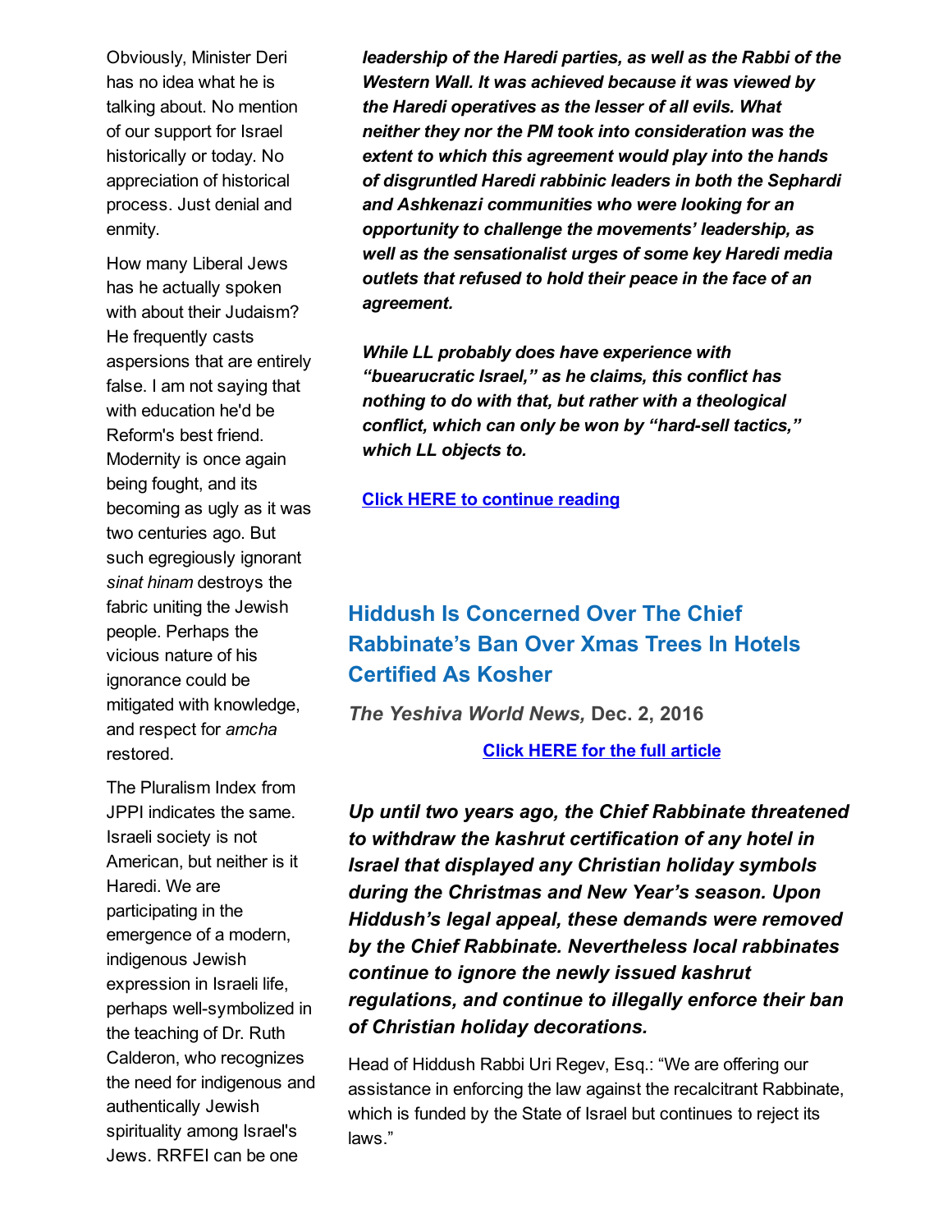Obviously, Minister Deri has no idea what he is talking about. No mention of our support for Israel historically or today. No appreciation of historical process. Just denial and enmity.

How many Liberal Jews has he actually spoken with about their Judaism? He frequently casts aspersions that are entirely false. I am not saying that with education he'd be Reform's best friend. Modernity is once again being fought, and its becoming as ugly as it was two centuries ago. But such egregiously ignorant *sinat hinam* destroys the fabric uniting the Jewish people. Perhaps the vicious nature of his ignorance could be mitigated with knowledge, and respect for *amcha* restored.

The Pluralism Index from JPPI indicates the same. Israeli society is not American, but neither is it Haredi. We are participating in the emergence of a modern, indigenous Jewish expression in Israeli life, perhaps well-symbolized in the teaching of Dr. Ruth Calderon, who recognizes the need for indigenous and authentically Jewish spirituality among Israel's Jews. RRFEI can be one

***leadership of the Haredi parties, as well as the Rabbi of the Western Wall. It was achieved because it was viewed by the Haredi operatives as the lesser of all evils. What neither they nor the PM took into consideration was the extent to which this agreement would play into the hands of disgruntled Haredi rabbinic leaders in both the Sephardi and Ashkenazi communities who were looking for an opportunity to challenge the movements' leadership, as well as the sensationalist urges of some key Haredi media outlets that refused to hold their peace in the face of an agreement.***

***While LL probably does have experience with "buearucratic Israel," as he claims, this conflict has nothing to do with that, but rather with a theological conflict, which can only be won by "hard-sell tactics," which LL objects to.***

**Click HERE to continue reading**

## Hiddush Is Concerned Over The Chief Rabbinate's Ban Over Xmas Trees In Hotels Certified As Kosher

***The Yeshiva World News,*** **Dec. 2, 2016**

**Click HERE for the full article**

***Up until two years ago, the Chief Rabbinate threatened to withdraw the kashrut certification of any hotel in Israel that displayed any Christian holiday symbols during the Christmas and New Year's season. Upon Hiddush's legal appeal, these demands were removed by the Chief Rabbinate. Nevertheless local rabbinates continue to ignore the newly issued kashrut regulations, and continue to illegally enforce their ban of Christian holiday decorations.***

Head of Hiddush Rabbi Uri Regev, Esq.: "We are offering our assistance in enforcing the law against the recalcitrant Rabbinate, which is funded by the State of Israel but continues to reject its laws."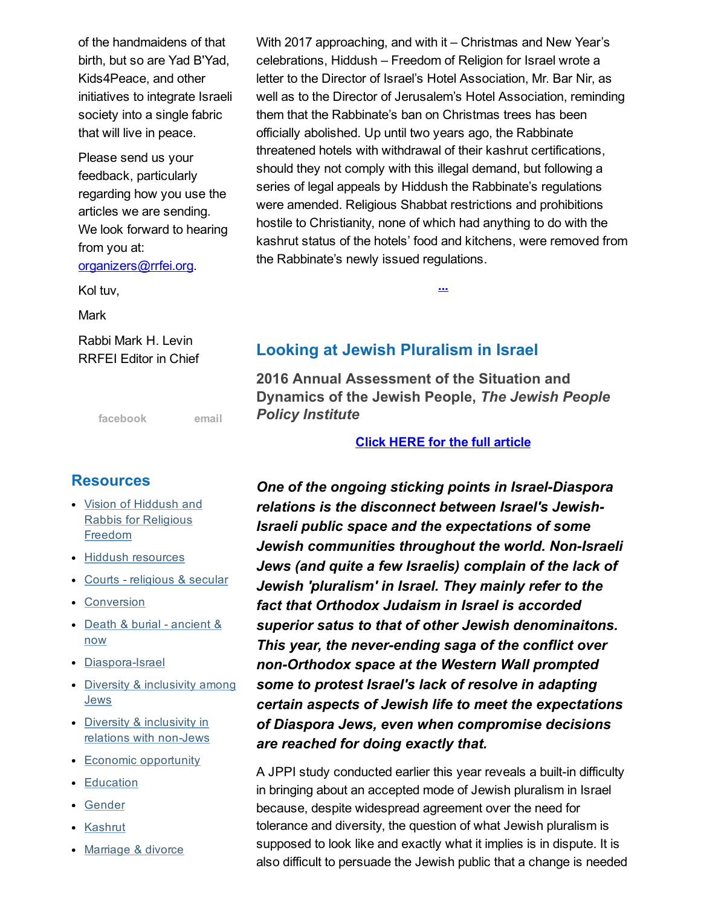of the handmaidens of that birth, but so are Yad B'Yad, Kids4Peace, and other initiatives to integrate Israeli society into a single fabric that will live in peace.

Please send us your feedback, particularly regarding how you use the articles we are sending. We look forward to hearing from you at: organizers@rrfei.org.

Kol tuv,

Mark

Rabbi Mark H. Levin
RRFEI Editor in Chief

facebook email

## Resources

- Vision of Hiddush and Rabbis for Religious Freedom
- Hiddush resources
- Courts - religious & secular
- Conversion
- Death & burial - ancient & now
- Diaspora-Israel
- Diversity & inclusivity among Jews
- Diversity & inclusivity in relations with non-Jews
- Economic opportunity
- Education
- Gender
- Kashrut
- Marriage & divorce

With 2017 approaching, and with it – Christmas and New Year's celebrations, Hiddush – Freedom of Religion for Israel wrote a letter to the Director of Israel's Hotel Association, Mr. Bar Nir, as well as to the Director of Jerusalem's Hotel Association, reminding them that the Rabbinate's ban on Christmas trees has been officially abolished. Up until two years ago, the Rabbinate threatened hotels with withdrawal of their kashrut certifications, should they not comply with this illegal demand, but following a series of legal appeals by Hiddush the Rabbinate's regulations were amended. Religious Shabbat restrictions and prohibitions hostile to Christianity, none of which had anything to do with the kashrut status of the hotels' food and kitchens, were removed from the Rabbinate's newly issued regulations.

...

## Looking at Jewish Pluralism in Israel

**2016 Annual Assessment of the Situation and Dynamics of the Jewish People, *The Jewish People Policy Institute***

**Click HERE for the full article**

***One of the ongoing sticking points in Israel-Diaspora relations is the disconnect between Israel's Jewish-Israeli public space and the expectations of some Jewish communities throughout the world. Non-Israeli Jews (and quite a few Israelis) complain of the lack of Jewish 'pluralism' in Israel. They mainly refer to the fact that Orthodox Judaism in Israel is accorded superior satus to that of other Jewish denominaitons. This year, the never-ending saga of the conflict over non-Orthodox space at the Western Wall prompted some to protest Israel's lack of resolve in adapting certain aspects of Jewish life to meet the expectations of Diaspora Jews, even when compromise decisions are reached for doing exactly that.***

A JPPI study conducted earlier this year reveals a built-in difficulty in bringing about an accepted mode of Jewish pluralism in Israel because, despite widespread agreement over the need for tolerance and diversity, the question of what Jewish pluralism is supposed to look like and exactly what it implies is in dispute. It is also difficult to persuade the Jewish public that a change is needed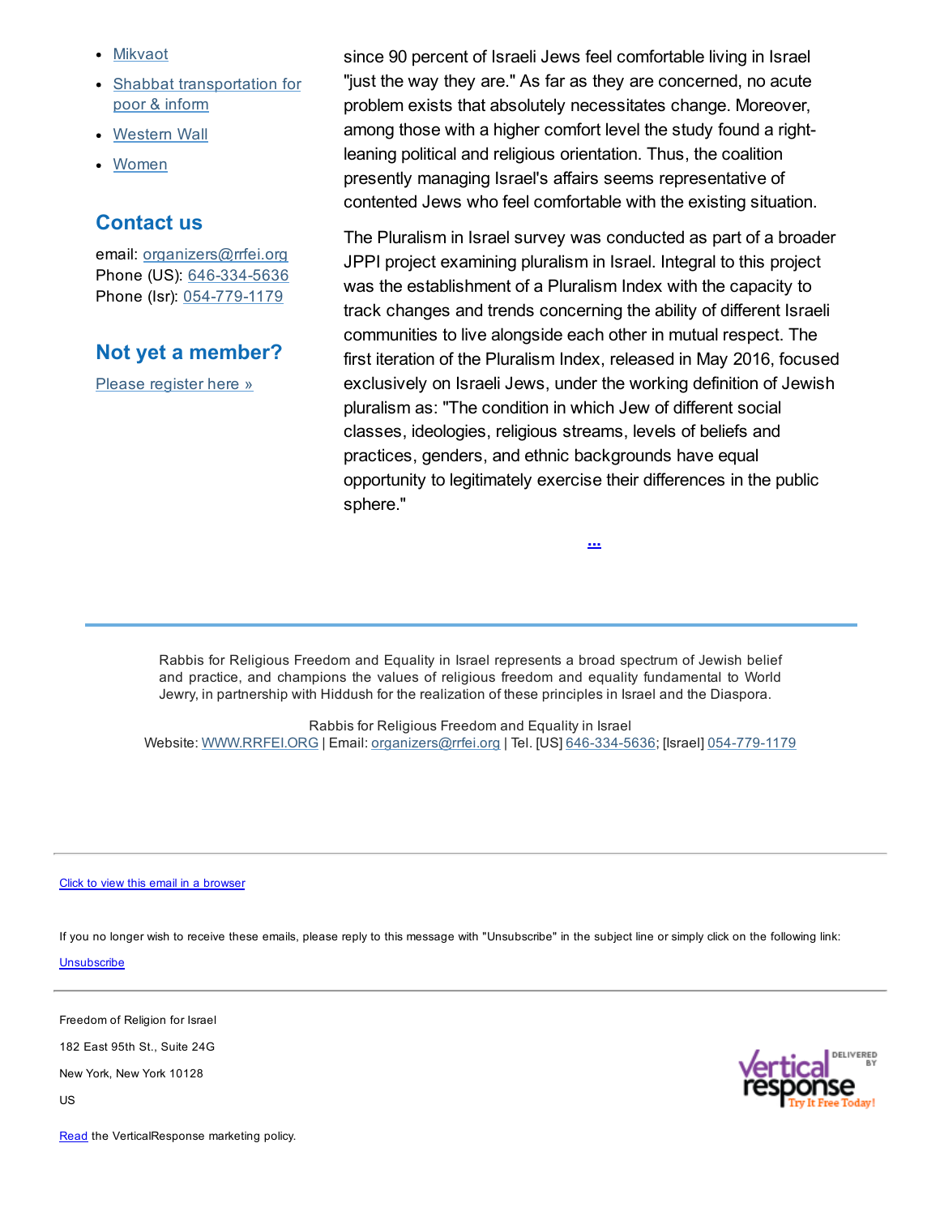- Mikvaot
- Shabbat transportation for poor & inform
- Western Wall
- Women

## Contact us

email: organizers@rrfei.org
Phone (US): 646-334-5636
Phone (Isr): 054-779-1179

## Not yet a member?

Please register here »

since 90 percent of Israeli Jews feel comfortable living in Israel "just the way they are." As far as they are concerned, no acute problem exists that absolutely necessitates change. Moreover, among those with a higher comfort level the study found a right-leaning political and religious orientation. Thus, the coalition presently managing Israel's affairs seems representative of contented Jews who feel comfortable with the existing situation.

The Pluralism in Israel survey was conducted as part of a broader JPPI project examining pluralism in Israel. Integral to this project was the establishment of a Pluralism Index with the capacity to track changes and trends concerning the ability of different Israeli communities to live alongside each other in mutual respect. The first iteration of the Pluralism Index, released in May 2016, focused exclusively on Israeli Jews, under the working definition of Jewish pluralism as: "The condition in which Jew of different social classes, ideologies, religious streams, levels of beliefs and practices, genders, and ethnic backgrounds have equal opportunity to legitimately exercise their differences in the public sphere."

...

---

Rabbis for Religious Freedom and Equality in Israel represents a broad spectrum of Jewish belief and practice, and champions the values of religious freedom and equality fundamental to World Jewry, in partnership with Hiddush for the realization of these principles in Israel and the Diaspora.

Rabbis for Religious Freedom and Equality in Israel
Website: WWW.RRFEI.ORG | Email: organizers@rrfei.org | Tel. [US] 646-334-5636; [Israel] 054-779-1179

---

Click to view this email in a browser

If you no longer wish to receive these emails, please reply to this message with "Unsubscribe" in the subject line or simply click on the following link: Unsubscribe

---

Freedom of Religion for Israel

182 East 95th St., Suite 24G

New York, New York 10128

US

Read the VerticalResponse marketing policy.

Vertical response DELIVERED BY Try It Free Today!